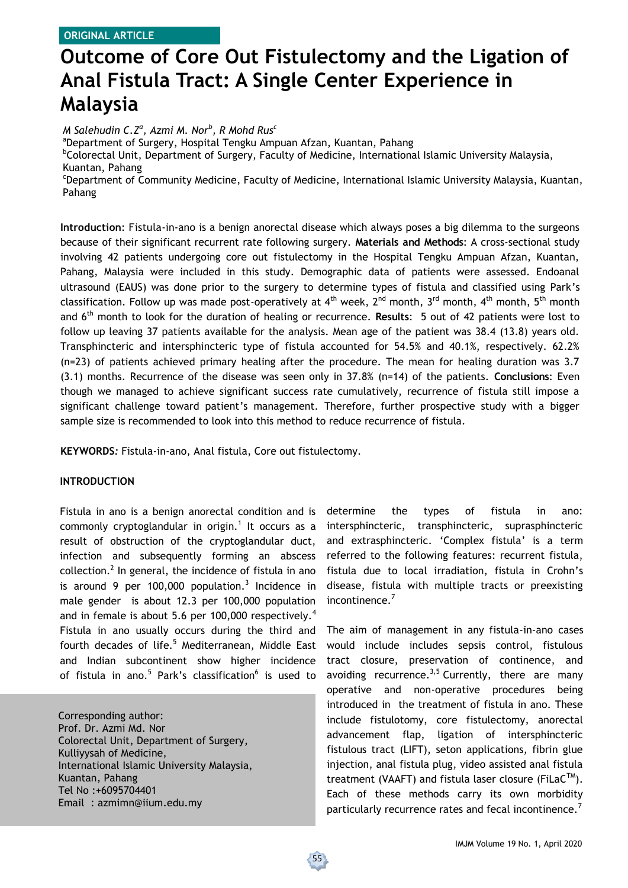ORIGINAL ARTICLE

# Outcome of Core Out Fistulectomy and the Ligation of Anal Fistula Tract: A Single Center Experience in Malaysia

*M Salehudin C.Z[a], Azmi M. Nor[b], R Mohd Rus[c]*

[a]Department of Surgery, Hospital Tengku Ampuan Afzan, Kuantan, Pahang

[b]Colorectal Unit, Department of Surgery, Faculty of Medicine, International Islamic University Malaysia, Kuantan, Pahang

[c]Department of Community Medicine, Faculty of Medicine, International Islamic University Malaysia, Kuantan, Pahang

**Introduction**: Fistula-in-ano is a benign anorectal disease which always poses a big dilemma to the surgeons because of their significant recurrent rate following surgery. **Materials and Methods**: A cross-sectional study involving 42 patients undergoing core out fistulectomy in the Hospital Tengku Ampuan Afzan, Kuantan, Pahang, Malaysia were included in this study. Demographic data of patients were assessed. Endoanal ultrasound (EAUS) was done prior to the surgery to determine types of fistula and classified using Park's classification. Follow up was made post-operatively at 4th week, 2nd month, 3rd month, 4th month, 5th month and 6th month to look for the duration of healing or recurrence. **Results**: 5 out of 42 patients were lost to follow up leaving 37 patients available for the analysis. Mean age of the patient was 38.4 (13.8) years old. Transphincteric and intersphincteric type of fistula accounted for 54.5% and 40.1%, respectively. 62.2% (n=23) of patients achieved primary healing after the procedure. The mean for healing duration was 3.7 (3.1) months. Recurrence of the disease was seen only in 37.8% (n=14) of the patients. **Conclusions**: Even though we managed to achieve significant success rate cumulatively, recurrence of fistula still impose a significant challenge toward patient's management. Therefore, further prospective study with a bigger sample size is recommended to look into this method to reduce recurrence of fistula.

**KEYWORDS***:* Fistula-in-ano, Anal fistula, Core out fistulectomy.

## INTRODUCTION

Fistula in ano is a benign anorectal condition and is commonly cryptoglandular in origin.[1] It occurs as a result of obstruction of the cryptoglandular duct, infection and subsequently forming an abscess collection.[2] In general, the incidence of fistula in ano is around 9 per 100,000 population.[3] Incidence in male gender is about 12.3 per 100,000 population and in female is about 5.6 per 100,000 respectively.[4] Fistula in ano usually occurs during the third and fourth decades of life.[5] Mediterranean, Middle East and Indian subcontinent show higher incidence of fistula in ano.[5] Park's classification[6] is used to determine the types of fistula in ano: intersphincteric, transphincteric, suprasphincteric and extrasphincteric. 'Complex fistula' is a term referred to the following features: recurrent fistula, fistula due to local irradiation, fistula in Crohn's disease, fistula with multiple tracts or preexisting incontinence.[7]

The aim of management in any fistula-in-ano cases would include includes sepsis control, fistulous tract closure, preservation of continence, and avoiding recurrence.[3,5] Currently, there are many operative and non-operative procedures being introduced in the treatment of fistula in ano. These include fistulotomy, core fistulectomy, anorectal advancement flap, ligation of intersphincteric fistulous tract (LIFT), seton applications, fibrin glue injection, anal fistula plug, video assisted anal fistula treatment (VAAFT) and fistula laser closure (FiLaC™). Each of these methods carry its own morbidity particularly recurrence rates and fecal incontinence.[7]

Corresponding author:
Prof. Dr. Azmi Md. Nor
Colorectal Unit, Department of Surgery,
Kulliyyah of Medicine,
International Islamic University Malaysia,
Kuantan, Pahang
Tel No :+6095704401
Email : azmimn@iium.edu.my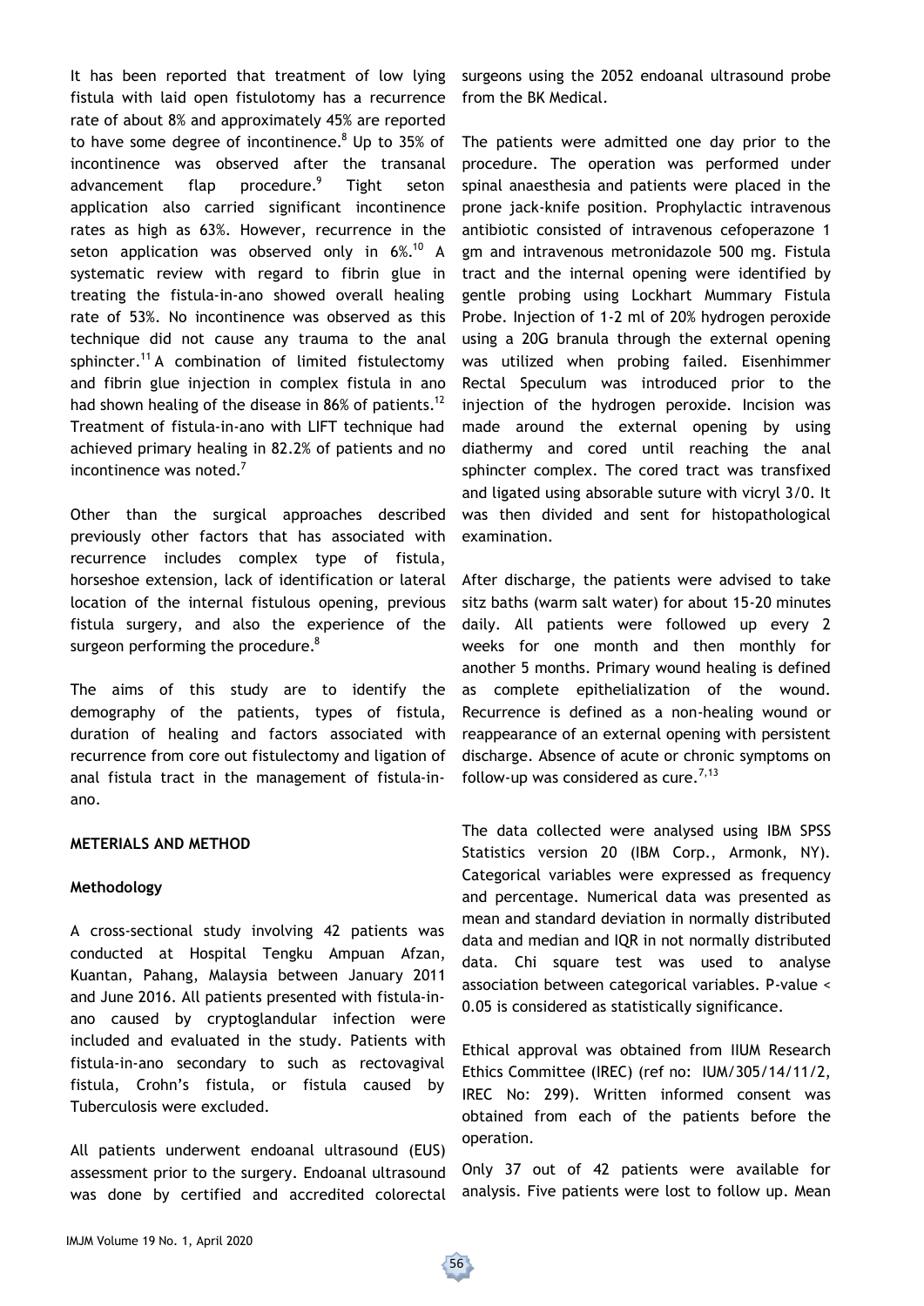It has been reported that treatment of low lying fistula with laid open fistulotomy has a recurrence rate of about 8% and approximately 45% are reported to have some degree of incontinence.[8] Up to 35% of incontinence was observed after the transanal advancement flap procedure.[9] Tight seton application also carried significant incontinence rates as high as 63%. However, recurrence in the seton application was observed only in 6%.[10] A systematic review with regard to fibrin glue in treating the fistula-in-ano showed overall healing rate of 53%. No incontinence was observed as this technique did not cause any trauma to the anal sphincter.[11] A combination of limited fistulectomy and fibrin glue injection in complex fistula in ano had shown healing of the disease in 86% of patients.[12] Treatment of fistula-in-ano with LIFT technique had achieved primary healing in 82.2% of patients and no incontinence was noted.[7]

Other than the surgical approaches described previously other factors that has associated with recurrence includes complex type of fistula, horseshoe extension, lack of identification or lateral location of the internal fistulous opening, previous fistula surgery, and also the experience of the surgeon performing the procedure.[8]

The aims of this study are to identify the demography of the patients, types of fistula, duration of healing and factors associated with recurrence from core out fistulectomy and ligation of anal fistula tract in the management of fistula-in-ano.

## METERIALS AND METHOD

### Methodology

A cross-sectional study involving 42 patients was conducted at Hospital Tengku Ampuan Afzan, Kuantan, Pahang, Malaysia between January 2011 and June 2016. All patients presented with fistula-in-ano caused by cryptoglandular infection were included and evaluated in the study. Patients with fistula-in-ano secondary to such as rectovaginal fistula, Crohn's fistula, or fistula caused by Tuberculosis were excluded.

All patients underwent endoanal ultrasound (EUS) assessment prior to the surgery. Endoanal ultrasound was done by certified and accredited colorectal surgeons using the 2052 endoanal ultrasound probe from the BK Medical.

The patients were admitted one day prior to the procedure. The operation was performed under spinal anaesthesia and patients were placed in the prone jack-knife position. Prophylactic intravenous antibiotic consisted of intravenous cefoperazone 1 gm and intravenous metronidazole 500 mg. Fistula tract and the internal opening were identified by gentle probing using Lockhart Mummary Fistula Probe. Injection of 1-2 ml of 20% hydrogen peroxide using a 20G branula through the external opening was utilized when probing failed. Eisenhimmer Rectal Speculum was introduced prior to the injection of the hydrogen peroxide. Incision was made around the external opening by using diathermy and cored until reaching the anal sphincter complex. The cored tract was transfixed and ligated using absorable suture with vicryl 3/0. It was then divided and sent for histopathological examination.

After discharge, the patients were advised to take sitz baths (warm salt water) for about 15-20 minutes daily. All patients were followed up every 2 weeks for one month and then monthly for another 5 months. Primary wound healing is defined as complete epithelialization of the wound. Recurrence is defined as a non-healing wound or reappearance of an external opening with persistent discharge. Absence of acute or chronic symptoms on follow-up was considered as cure.[7,13]

The data collected were analysed using IBM SPSS Statistics version 20 (IBM Corp., Armonk, NY). Categorical variables were expressed as frequency and percentage. Numerical data was presented as mean and standard deviation in normally distributed data and median and IQR in not normally distributed data. Chi square test was used to analyse association between categorical variables. P-value $< 0.05$ is considered as statistically significance.

Ethical approval was obtained from IIUM Research Ethics Committee (IREC) (ref no: IUM/305/14/11/2, IREC No: 299). Written informed consent was obtained from each of the patients before the operation.

Only 37 out of 42 patients were available for analysis. Five patients were lost to follow up. Mean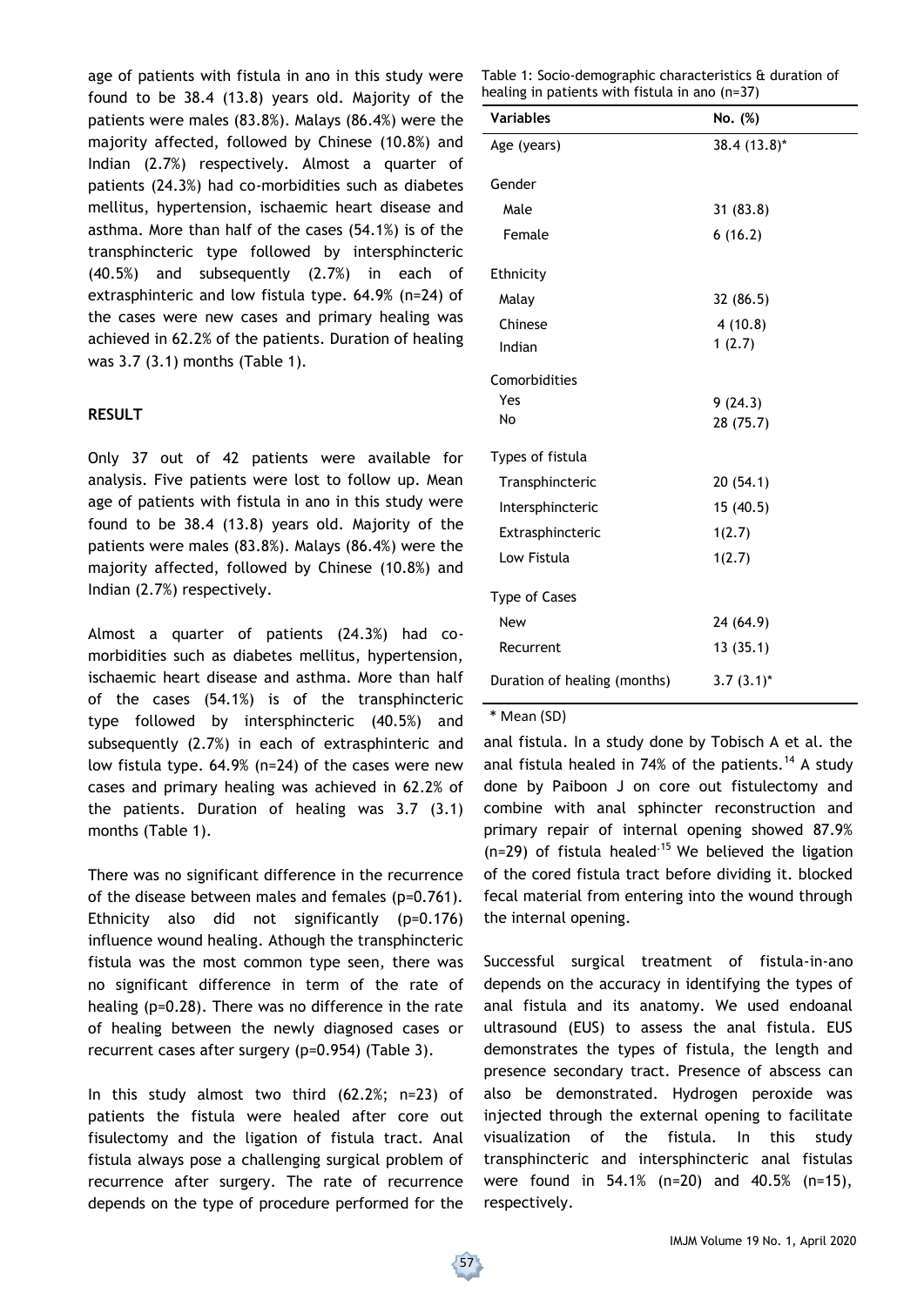age of patients with fistula in ano in this study were found to be 38.4 (13.8) years old. Majority of the patients were males (83.8%). Malays (86.4%) were the majority affected, followed by Chinese (10.8%) and Indian (2.7%) respectively. Almost a quarter of patients (24.3%) had co-morbidities such as diabetes mellitus, hypertension, ischaemic heart disease and asthma. More than half of the cases (54.1%) is of the transphincteric type followed by intersphincteric (40.5%) and subsequently (2.7%) in each of extrasphinteric and low fistula type. 64.9% (n=24) of the cases were new cases and primary healing was achieved in 62.2% of the patients. Duration of healing was 3.7 (3.1) months (Table 1).

## RESULT

Only 37 out of 42 patients were available for analysis. Five patients were lost to follow up. Mean age of patients with fistula in ano in this study were found to be 38.4 (13.8) years old. Majority of the patients were males (83.8%). Malays (86.4%) were the majority affected, followed by Chinese (10.8%) and Indian (2.7%) respectively.

Almost a quarter of patients (24.3%) had co-morbidities such as diabetes mellitus, hypertension, ischaemic heart disease and asthma. More than half of the cases (54.1%) is of the transphincteric type followed by intersphincteric (40.5%) and subsequently (2.7%) in each of extrasphinteric and low fistula type. 64.9% (n=24) of the cases were new cases and primary healing was achieved in 62.2% of the patients. Duration of healing was 3.7 (3.1) months (Table 1).

There was no significant difference in the recurrence of the disease between males and females (p=0.761). Ethnicity also did not significantly (p=0.176) influence wound healing. Athough the transphincteric fistula was the most common type seen, there was no significant difference in term of the rate of healing (p=0.28). There was no difference in the rate of healing between the newly diagnosed cases or recurrent cases after surgery (p=0.954) (Table 3).

In this study almost two third (62.2%; n=23) of patients the fistula were healed after core out fisulectomy and the ligation of fistula tract. Anal fistula always pose a challenging surgical problem of recurrence after surgery. The rate of recurrence depends on the type of procedure performed for the anal fistula. In a study done by Tobisch A et al. the anal fistula healed in 74% of the patients.[14] A study done by Paiboon J on core out fistulectomy and combine with anal sphincter reconstruction and primary repair of internal opening showed 87.9% (n=29) of fistula healed.[15] We believed the ligation of the cored fistula tract before dividing it. blocked fecal material from entering into the wound through the internal opening.

Successful surgical treatment of fistula-in-ano depends on the accuracy in identifying the types of anal fistula and its anatomy. We used endoanal ultrasound (EUS) to assess the anal fistula. EUS demonstrates the types of fistula, the length and presence secondary tract. Presence of abscess can also be demonstrated. Hydrogen peroxide was injected through the external opening to facilitate visualization of the fistula. In this study transphincteric and intersphincteric anal fistulas were found in 54.1% (n=20) and 40.5% (n=15), respectively.

Table 1: Socio-demographic characteristics & duration of healing in patients with fistula in ano (n=37)

| Variables | No. (%) |
|---|---|
| Age (years) | 38.4 (13.8)* |
| Gender | |
| Male | 31 (83.8) |
| Female | 6 (16.2) |
| Ethnicity | |
| Malay | 32 (86.5) |
| Chinese | 4 (10.8) |
| Indian | 1 (2.7) |
| Comorbidities | |
| Yes | 9 (24.3) |
| No | 28 (75.7) |
| Types of fistula | |
| Transphincteric | 20 (54.1) |
| Intersphincteric | 15 (40.5) |
| Extrasphincteric | 1(2.7) |
| Low Fistula | 1(2.7) |
| Type of Cases | |
| New | 24 (64.9) |
| Recurrent | 13 (35.1) |
| Duration of healing (months) | 3.7 (3.1)* |

\* Mean (SD)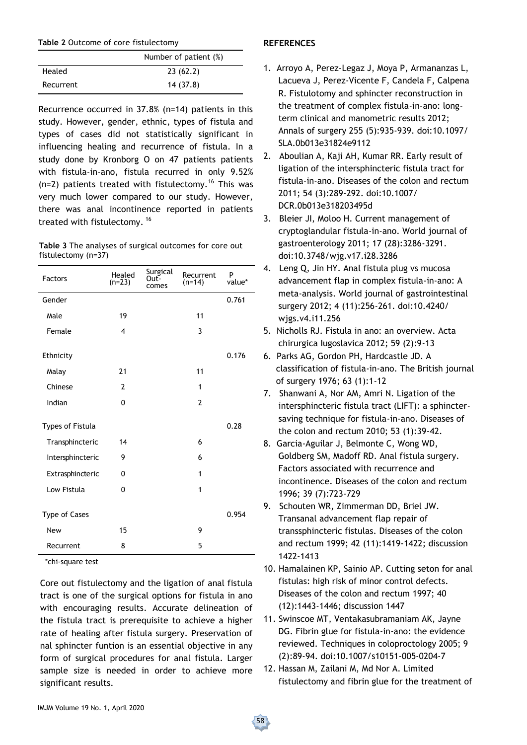**Table 2** Outcome of core fistulectomy

| | Number of patient (%) |
|---|---|
| Healed | 23 (62.2) |
| Recurrent | 14 (37.8) |

Recurrence occurred in 37.8% (n=14) patients in this study. However, gender, ethnic, types of fistula and types of cases did not statistically significant in influencing healing and recurrence of fistula. In a study done by Kronborg O on 47 patients patients with fistula-in-ano, fistula recurred in only 9.52% (n=2) patients treated with fistulectomy.[16] This was very much lower compared to our study. However, there was anal incontinence reported in patients treated with fistulectomy. [16]

**Table 3** The analyses of surgical outcomes for core out fistulectomy (n=37)

| Factors | Healed (n=23) | Surgical Out-comes | Recurrent (n=14) | P value* |
|---|---|---|---|---|
| Gender | | | | 0.761 |
| Male | 19 | | 11 | |
| Female | 4 | | 3 | |
| Ethnicity | | | | 0.176 |
| Malay | 21 | | 11 | |
| Chinese | 2 | | 1 | |
| Indian | 0 | | 2 | |
| Types of Fistula | | | | 0.28 |
| Transphincteric | 14 | | 6 | |
| Intersphincteric | 9 | | 6 | |
| Extrasphincteric | 0 | | 1 | |
| Low Fistula | 0 | | 1 | |
| Type of Cases | | | | 0.954 |
| New | 15 | | 9 | |
| Recurrent | 8 | | 5 | |

*chi-square test

Core out fistulectomy and the ligation of anal fistula tract is one of the surgical options for fistula in ano with encouraging results. Accurate delineation of the fistula tract is prerequisite to achieve a higher rate of healing after fistula surgery. Preservation of nal sphincter funtion is an essential objective in any form of surgical procedures for anal fistula. Larger sample size is needed in order to achieve more significant results.

**REFERENCES**

1. Arroyo A, Perez-Legaz J, Moya P, Armananzas L, Lacueva J, Perez-Vicente F, Candela F, Calpena R. Fistulotomy and sphincter reconstruction in the treatment of complex fistula-in-ano: long-term clinical and manometric results 2012; Annals of surgery 255 (5):935-939. doi:10.1097/SLA.0b013e31824e9112
2. Aboulian A, Kaji AH, Kumar RR. Early result of ligation of the intersphincteric fistula tract for fistula-in-ano. Diseases of the colon and rectum 2011; 54 (3):289-292. doi:10.1007/DCR.0b013e318203495d
3. Bleier JI, Moloo H. Current management of cryptoglandular fistula-in-ano. World journal of gastroenterology 2011; 17 (28):3286-3291. doi:10.3748/wjg.v17.i28.3286
4. Leng Q, Jin HY. Anal fistula plug vs mucosa advancement flap in complex fistula-in-ano: A meta-analysis. World journal of gastrointestinal surgery 2012; 4 (11):256-261. doi:10.4240/wjgs.v4.i11.256
5. Nicholls RJ. Fistula in ano: an overview. Acta chirurgica Iugoslavica 2012; 59 (2):9-13
6. Parks AG, Gordon PH, Hardcastle JD. A classification of fistula-in-ano. The British journal of surgery 1976; 63 (1):1-12
7. Shanwani A, Nor AM, Amri N. Ligation of the intersphincteric fistula tract (LIFT): a sphincter-saving technique for fistula-in-ano. Diseases of the colon and rectum 2010; 53 (1):39-42.
8. Garcia-Aguilar J, Belmonte C, Wong WD, Goldberg SM, Madoff RD. Anal fistula surgery. Factors associated with recurrence and incontinence. Diseases of the colon and rectum 1996; 39 (7):723-729
9. Schouten WR, Zimmerman DD, Briel JW. Transanal advancement flap repair of transsphincteric fistulas. Diseases of the colon and rectum 1999; 42 (11):1419-1422; discussion 1422-1413
10. Hamalainen KP, Sainio AP. Cutting seton for anal fistulas: high risk of minor control defects. Diseases of the colon and rectum 1997; 40 (12):1443-1446; discussion 1447
11. Swinscoe MT, Ventakasubramaniam AK, Jayne DG. Fibrin glue for fistula-in-ano: the evidence reviewed. Techniques in coloproctology 2005; 9 (2):89-94. doi:10.1007/s10151-005-0204-7
12. Hassan M, Zailani M, Md Nor A. Limited fistulectomy and fibrin glue for the treatment of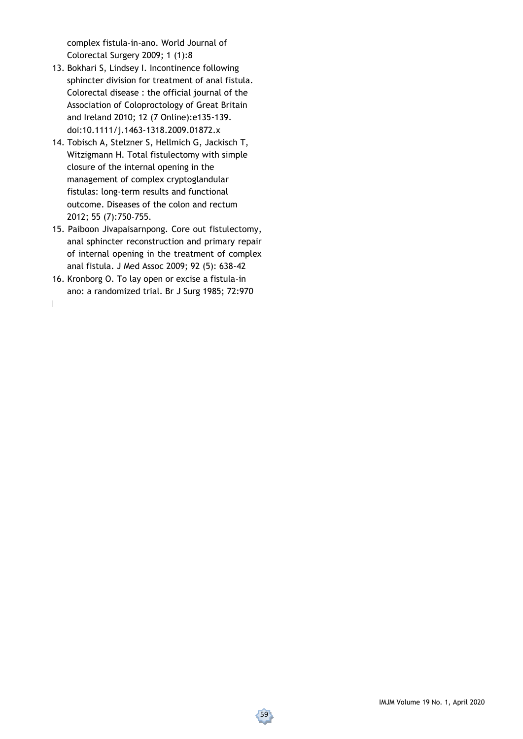complex fistula-in-ano. World Journal of Colorectal Surgery 2009; 1 (1):8

13. Bokhari S, Lindsey I. Incontinence following sphincter division for treatment of anal fistula. Colorectal disease : the official journal of the Association of Coloproctology of Great Britain and Ireland 2010; 12 (7 Online):e135-139. doi:10.1111/j.1463-1318.2009.01872.x
14. Tobisch A, Stelzner S, Hellmich G, Jackisch T, Witzigmann H. Total fistulectomy with simple closure of the internal opening in the management of complex cryptoglandular fistulas: long-term results and functional outcome. Diseases of the colon and rectum 2012; 55 (7):750-755.
15. Paiboon Jivapaisarnpong. Core out fistulectomy, anal sphincter reconstruction and primary repair of internal opening in the treatment of complex anal fistula. J Med Assoc 2009; 92 (5): 638-42
16. Kronborg O. To lay open or excise a fistula-in ano: a randomized trial. Br J Surg 1985; 72:970